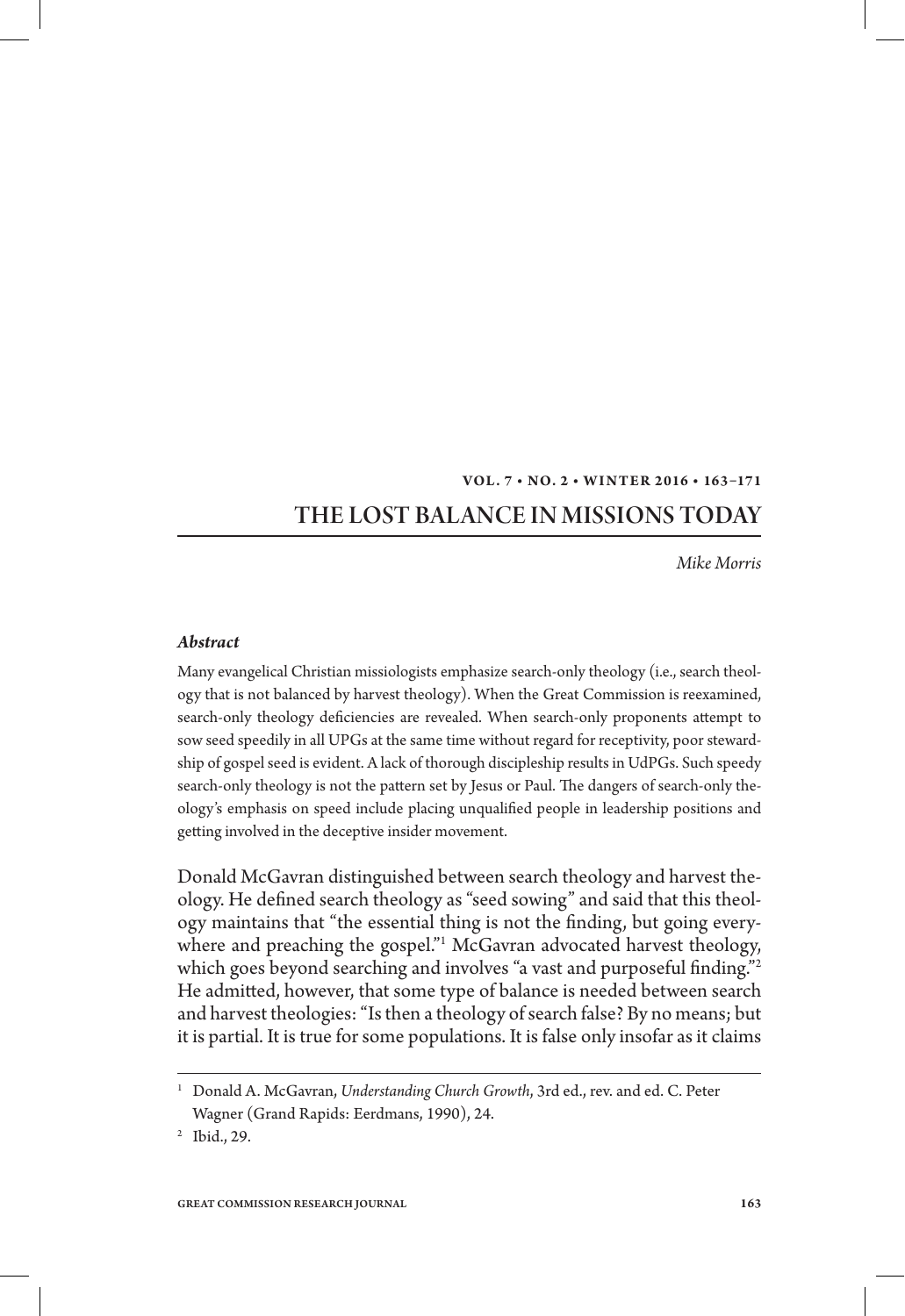# THE LOST BALANCE IN MISSIONS TODAY

*Mike Morris*

### *Abstract*

Many evangelical Christian missiologists emphasize search-only theology (i.e., search theology that is not balanced by harvest theology). When the Great Commission is reexamined, search-only theology deficiencies are revealed. When search-only proponents attempt to sow seed speedily in all UPGs at the same time without regard for receptivity, poor stewardship of gospel seed is evident. A lack of thorough discipleship results in UdPGs. Such speedy search-only theology is not the pattern set by Jesus or Paul. The dangers of search-only theology's emphasis on speed include placing unqualified people in leadership positions and getting involved in the deceptive insider movement.

Donald McGavran distinguished between search theology and harvest theology. He defined search theology as "seed sowing" and said that this theology maintains that "the essential thing is not the finding, but going everywhere and preaching the gospel."[1] McGavran advocated harvest theology, which goes beyond searching and involves "a vast and purposeful finding."[2] He admitted, however, that some type of balance is needed between search and harvest theologies: "Is then a theology of search false? By no means; but it is partial. It is true for some populations. It is false only insofar as it claims

---

[1] Donald A. McGavran, *Understanding Church Growth*, 3rd ed., rev. and ed. C. Peter Wagner (Grand Rapids: Eerdmans, 1990), 24.

[2] Ibid., 29.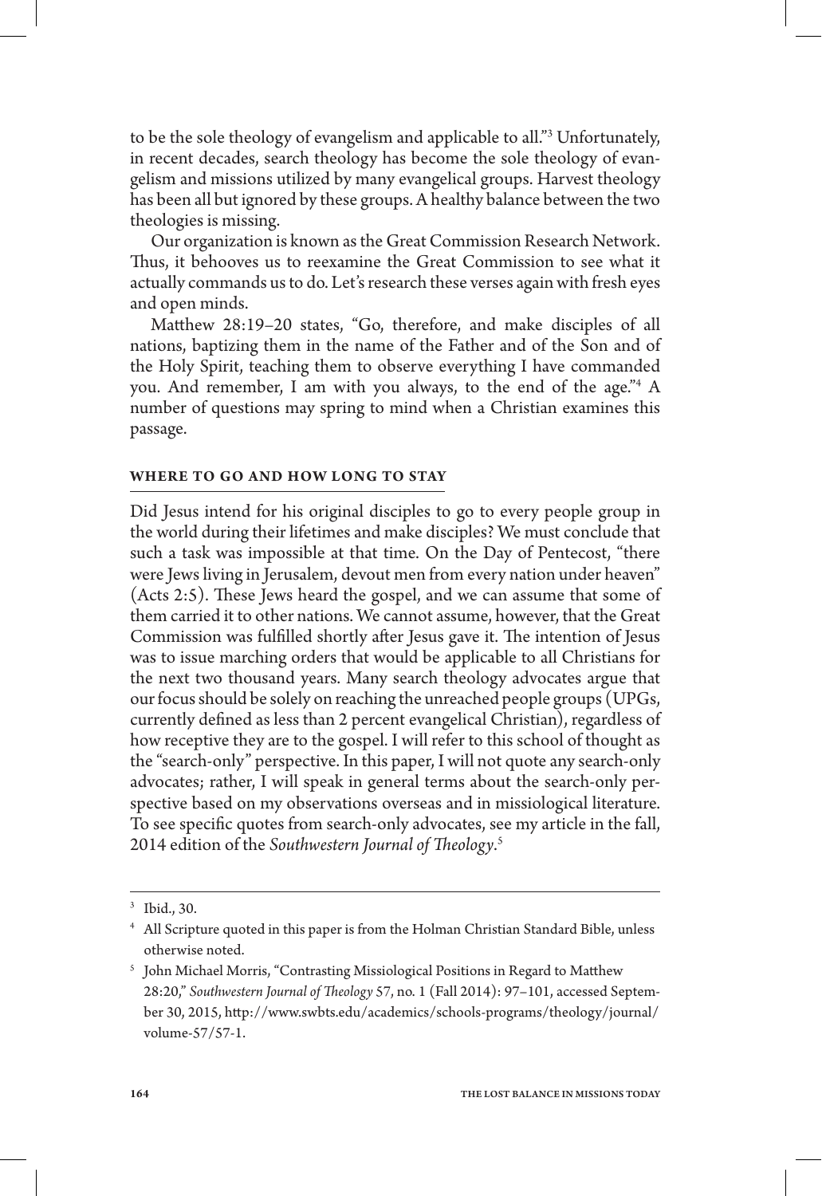to be the sole theology of evangelism and applicable to all."[3] Unfortunately, in recent decades, search theology has become the sole theology of evangelism and missions utilized by many evangelical groups. Harvest theology has been all but ignored by these groups. A healthy balance between the two theologies is missing.

Our organization is known as the Great Commission Research Network. Thus, it behooves us to reexamine the Great Commission to see what it actually commands us to do. Let's research these verses again with fresh eyes and open minds.

Matthew 28:19–20 states, "Go, therefore, and make disciples of all nations, baptizing them in the name of the Father and of the Son and of the Holy Spirit, teaching them to observe everything I have commanded you. And remember, I am with you always, to the end of the age."[4] A number of questions may spring to mind when a Christian examines this passage.

## WHERE TO GO AND HOW LONG TO STAY

Did Jesus intend for his original disciples to go to every people group in the world during their lifetimes and make disciples? We must conclude that such a task was impossible at that time. On the Day of Pentecost, "there were Jews living in Jerusalem, devout men from every nation under heaven" (Acts 2:5). These Jews heard the gospel, and we can assume that some of them carried it to other nations. We cannot assume, however, that the Great Commission was fulfilled shortly after Jesus gave it. The intention of Jesus was to issue marching orders that would be applicable to all Christians for the next two thousand years. Many search theology advocates argue that our focus should be solely on reaching the unreached people groups (UPGs, currently defined as less than 2 percent evangelical Christian), regardless of how receptive they are to the gospel. I will refer to this school of thought as the "search-only" perspective. In this paper, I will not quote any search-only advocates; rather, I will speak in general terms about the search-only perspective based on my observations overseas and in missiological literature. To see specific quotes from search-only advocates, see my article in the fall, 2014 edition of the *Southwestern Journal of Theology*.[5]

---

[3] Ibid., 30.

[4] All Scripture quoted in this paper is from the Holman Christian Standard Bible, unless otherwise noted.

[5] John Michael Morris, "Contrasting Missiological Positions in Regard to Matthew 28:20," *Southwestern Journal of Theology* 57, no. 1 (Fall 2014): 97–101, accessed September 30, 2015, http://www.swbts.edu/academics/schools-programs/theology/journal/volume-57/57-1.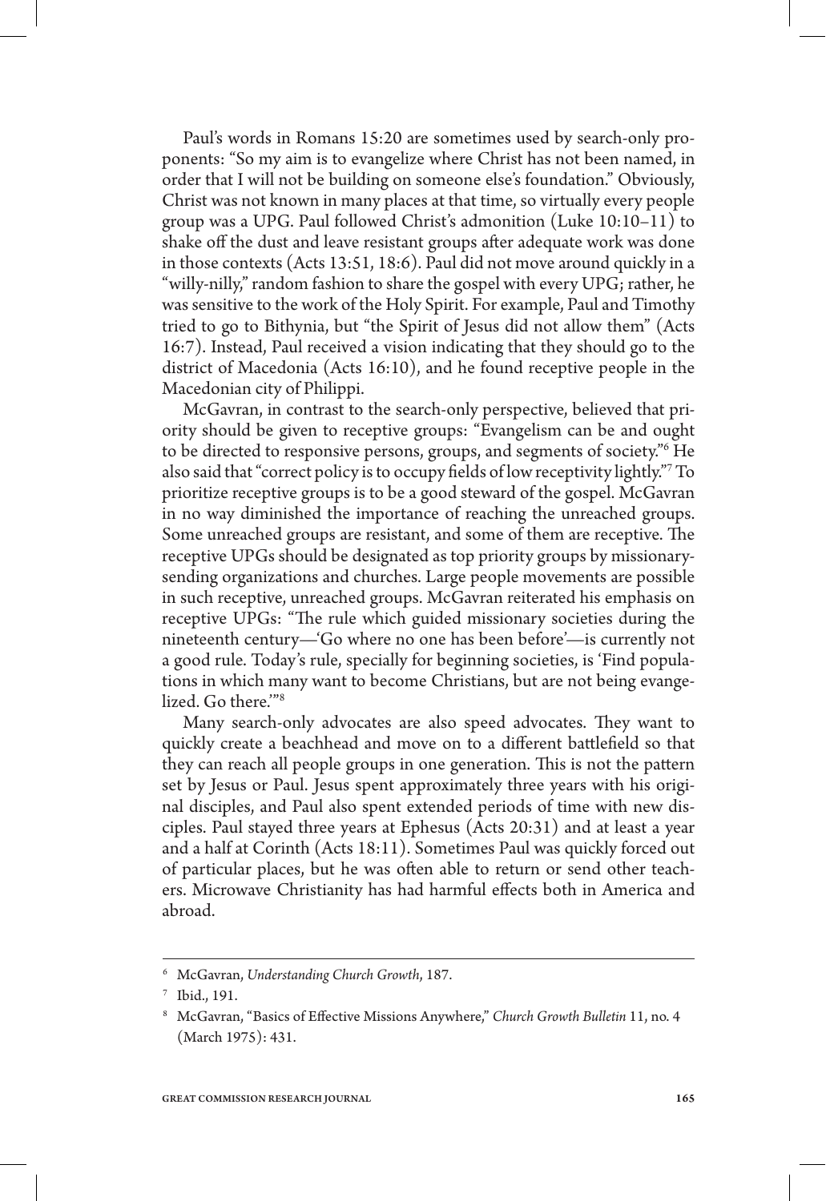Paul's words in Romans 15:20 are sometimes used by search-only proponents: "So my aim is to evangelize where Christ has not been named, in order that I will not be building on someone else's foundation." Obviously, Christ was not known in many places at that time, so virtually every people group was a UPG. Paul followed Christ's admonition (Luke 10:10–11) to shake off the dust and leave resistant groups after adequate work was done in those contexts (Acts 13:51, 18:6). Paul did not move around quickly in a "willy-nilly," random fashion to share the gospel with every UPG; rather, he was sensitive to the work of the Holy Spirit. For example, Paul and Timothy tried to go to Bithynia, but "the Spirit of Jesus did not allow them" (Acts 16:7). Instead, Paul received a vision indicating that they should go to the district of Macedonia (Acts 16:10), and he found receptive people in the Macedonian city of Philippi.

McGavran, in contrast to the search-only perspective, believed that priority should be given to receptive groups: "Evangelism can be and ought to be directed to responsive persons, groups, and segments of society."[6] He also said that "correct policy is to occupy fields of low receptivity lightly."[7] To prioritize receptive groups is to be a good steward of the gospel. McGavran in no way diminished the importance of reaching the unreached groups. Some unreached groups are resistant, and some of them are receptive. The receptive UPGs should be designated as top priority groups by missionary-sending organizations and churches. Large people movements are possible in such receptive, unreached groups. McGavran reiterated his emphasis on receptive UPGs: "The rule which guided missionary societies during the nineteenth century—'Go where no one has been before'—is currently not a good rule. Today's rule, specially for beginning societies, is 'Find populations in which many want to become Christians, but are not being evangelized. Go there.'"[8]

Many search-only advocates are also speed advocates. They want to quickly create a beachhead and move on to a different battlefield so that they can reach all people groups in one generation. This is not the pattern set by Jesus or Paul. Jesus spent approximately three years with his original disciples, and Paul also spent extended periods of time with new disciples. Paul stayed three years at Ephesus (Acts 20:31) and at least a year and a half at Corinth (Acts 18:11). Sometimes Paul was quickly forced out of particular places, but he was often able to return or send other teachers. Microwave Christianity has had harmful effects both in America and abroad.

---

[6] McGavran, *Understanding Church Growth*, 187.

[7] Ibid., 191.

[8] McGavran, "Basics of Effective Missions Anywhere," *Church Growth Bulletin* 11, no. 4 (March 1975): 431.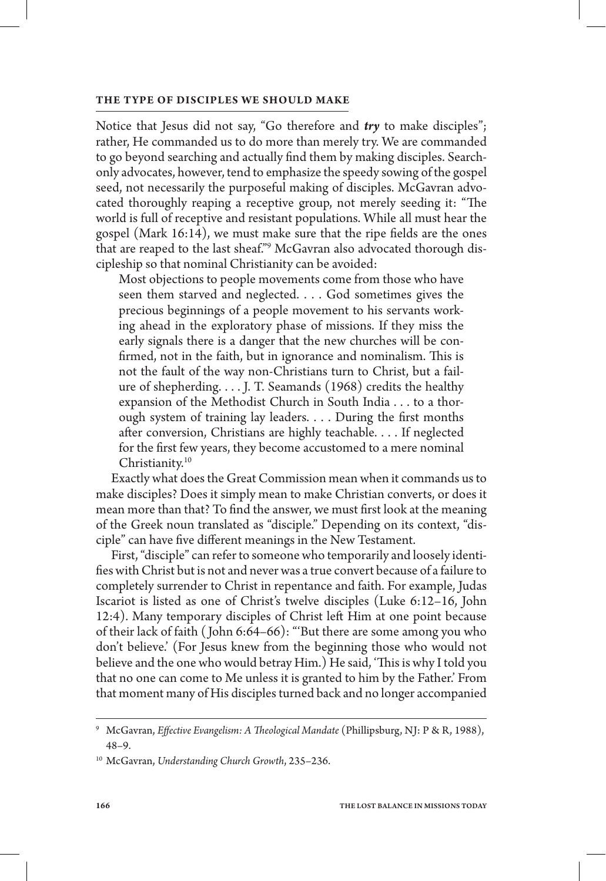Notice that Jesus did not say, "Go therefore and ***try*** to make disciples"; rather, He commanded us to do more than merely try. We are commanded to go beyond searching and actually find them by making disciples. Search-only advocates, however, tend to emphasize the speedy sowing of the gospel seed, not necessarily the purposeful making of disciples. McGavran advocated thoroughly reaping a receptive group, not merely seeding it: "The world is full of receptive and resistant populations. While all must hear the gospel (Mark 16:14), we must make sure that the ripe fields are the ones that are reaped to the last sheaf."[9] McGavran also advocated thorough discipleship so that nominal Christianity can be avoided:

> Most objections to people movements come from those who have seen them starved and neglected. . . . God sometimes gives the precious beginnings of a people movement to his servants working ahead in the exploratory phase of missions. If they miss the early signals there is a danger that the new churches will be confirmed, not in the faith, but in ignorance and nominalism. This is not the fault of the way non-Christians turn to Christ, but a failure of shepherding. . . . J. T. Seamands (1968) credits the healthy expansion of the Methodist Church in South India . . . to a thorough system of training lay leaders. . . . During the first months after conversion, Christians are highly teachable. . . . If neglected for the first few years, they become accustomed to a mere nominal Christianity.[10]

Exactly what does the Great Commission mean when it commands us to make disciples? Does it simply mean to make Christian converts, or does it mean more than that? To find the answer, we must first look at the meaning of the Greek noun translated as "disciple." Depending on its context, "disciple" can have five different meanings in the New Testament.

First, "disciple" can refer to someone who temporarily and loosely identifies with Christ but is not and never was a true convert because of a failure to completely surrender to Christ in repentance and faith. For example, Judas Iscariot is listed as one of Christ's twelve disciples (Luke 6:12–16, John 12:4). Many temporary disciples of Christ left Him at one point because of their lack of faith (John 6:64–66): "'But there are some among you who don't believe.' (For Jesus knew from the beginning those who would not believe and the one who would betray Him.) He said, 'This is why I told you that no one can come to Me unless it is granted to him by the Father.' From that moment many of His disciples turned back and no longer accompanied

---

[9] McGavran, *Effective Evangelism: A Theological Mandate* (Phillipsburg, NJ: P & R, 1988), 48–9.

[10] McGavran, *Understanding Church Growth*, 235–236.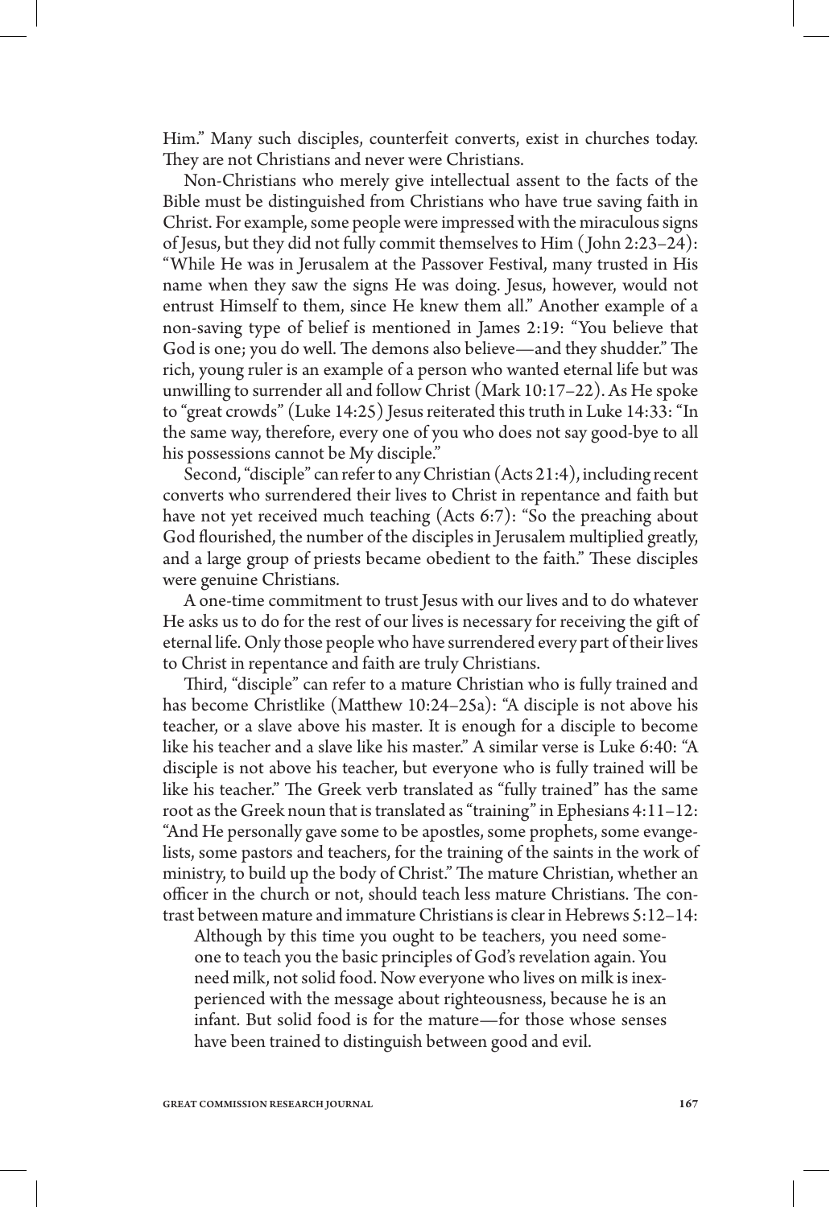Him." Many such disciples, counterfeit converts, exist in churches today. They are not Christians and never were Christians.

Non-Christians who merely give intellectual assent to the facts of the Bible must be distinguished from Christians who have true saving faith in Christ. For example, some people were impressed with the miraculous signs of Jesus, but they did not fully commit themselves to Him (John 2:23–24): "While He was in Jerusalem at the Passover Festival, many trusted in His name when they saw the signs He was doing. Jesus, however, would not entrust Himself to them, since He knew them all." Another example of a non-saving type of belief is mentioned in James 2:19: "You believe that God is one; you do well. The demons also believe—and they shudder." The rich, young ruler is an example of a person who wanted eternal life but was unwilling to surrender all and follow Christ (Mark 10:17–22). As He spoke to "great crowds" (Luke 14:25) Jesus reiterated this truth in Luke 14:33: "In the same way, therefore, every one of you who does not say good-bye to all his possessions cannot be My disciple."

Second, "disciple" can refer to any Christian (Acts 21:4), including recent converts who surrendered their lives to Christ in repentance and faith but have not yet received much teaching (Acts 6:7): "So the preaching about God flourished, the number of the disciples in Jerusalem multiplied greatly, and a large group of priests became obedient to the faith." These disciples were genuine Christians.

A one-time commitment to trust Jesus with our lives and to do whatever He asks us to do for the rest of our lives is necessary for receiving the gift of eternal life. Only those people who have surrendered every part of their lives to Christ in repentance and faith are truly Christians.

Third, "disciple" can refer to a mature Christian who is fully trained and has become Christlike (Matthew 10:24–25a): "A disciple is not above his teacher, or a slave above his master. It is enough for a disciple to become like his teacher and a slave like his master." A similar verse is Luke 6:40: "A disciple is not above his teacher, but everyone who is fully trained will be like his teacher." The Greek verb translated as "fully trained" has the same root as the Greek noun that is translated as "training" in Ephesians 4:11–12: "And He personally gave some to be apostles, some prophets, some evangelists, some pastors and teachers, for the training of the saints in the work of ministry, to build up the body of Christ." The mature Christian, whether an officer in the church or not, should teach less mature Christians. The contrast between mature and immature Christians is clear in Hebrews 5:12–14:

> Although by this time you ought to be teachers, you need someone to teach you the basic principles of God's revelation again. You need milk, not solid food. Now everyone who lives on milk is inexperienced with the message about righteousness, because he is an infant. But solid food is for the mature—for those whose senses have been trained to distinguish between good and evil.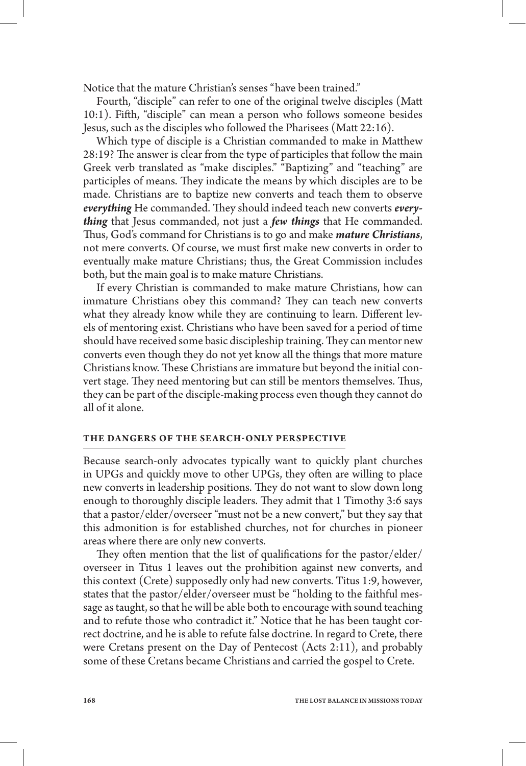Notice that the mature Christian's senses "have been trained."

Fourth, "disciple" can refer to one of the original twelve disciples (Matt 10:1). Fifth, "disciple" can mean a person who follows someone besides Jesus, such as the disciples who followed the Pharisees (Matt 22:16).

Which type of disciple is a Christian commanded to make in Matthew 28:19? The answer is clear from the type of participles that follow the main Greek verb translated as "make disciples." "Baptizing" and "teaching" are participles of means. They indicate the means by which disciples are to be made. Christians are to baptize new converts and teach them to observe ***everything*** He commanded. They should indeed teach new converts ***everything*** that Jesus commanded, not just a ***few things*** that He commanded. Thus, God's command for Christians is to go and make ***mature Christians***, not mere converts. Of course, we must first make new converts in order to eventually make mature Christians; thus, the Great Commission includes both, but the main goal is to make mature Christians.

If every Christian is commanded to make mature Christians, how can immature Christians obey this command? They can teach new converts what they already know while they are continuing to learn. Different levels of mentoring exist. Christians who have been saved for a period of time should have received some basic discipleship training. They can mentor new converts even though they do not yet know all the things that more mature Christians know. These Christians are immature but beyond the initial convert stage. They need mentoring but can still be mentors themselves. Thus, they can be part of the disciple-making process even though they cannot do all of it alone.

## THE DANGERS OF THE SEARCH-ONLY PERSPECTIVE

Because search-only advocates typically want to quickly plant churches in UPGs and quickly move to other UPGs, they often are willing to place new converts in leadership positions. They do not want to slow down long enough to thoroughly disciple leaders. They admit that 1 Timothy 3:6 says that a pastor/elder/overseer "must not be a new convert," but they say that this admonition is for established churches, not for churches in pioneer areas where there are only new converts.

They often mention that the list of qualifications for the pastor/elder/overseer in Titus 1 leaves out the prohibition against new converts, and this context (Crete) supposedly only had new converts. Titus 1:9, however, states that the pastor/elder/overseer must be "holding to the faithful message as taught, so that he will be able both to encourage with sound teaching and to refute those who contradict it." Notice that he has been taught correct doctrine, and he is able to refute false doctrine. In regard to Crete, there were Cretans present on the Day of Pentecost (Acts 2:11), and probably some of these Cretans became Christians and carried the gospel to Crete.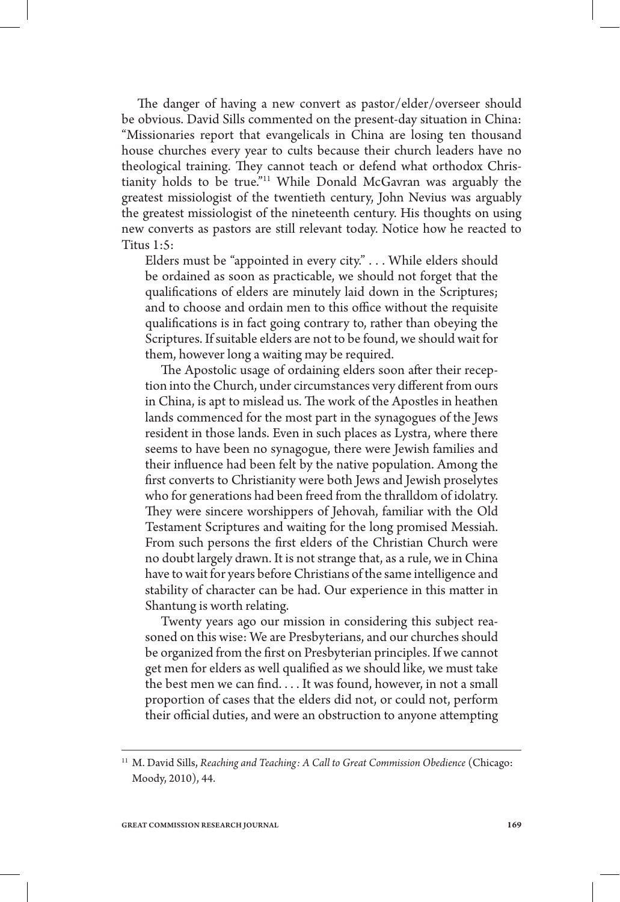The danger of having a new convert as pastor/elder/overseer should be obvious. David Sills commented on the present-day situation in China: "Missionaries report that evangelicals in China are losing ten thousand house churches every year to cults because their church leaders have no theological training. They cannot teach or defend what orthodox Christianity holds to be true."[11] While Donald McGavran was arguably the greatest missiologist of the twentieth century, John Nevius was arguably the greatest missiologist of the nineteenth century. His thoughts on using new converts as pastors are still relevant today. Notice how he reacted to Titus 1:5:

> Elders must be "appointed in every city." . . . While elders should be ordained as soon as practicable, we should not forget that the qualifications of elders are minutely laid down in the Scriptures; and to choose and ordain men to this office without the requisite qualifications is in fact going contrary to, rather than obeying the Scriptures. If suitable elders are not to be found, we should wait for them, however long a waiting may be required.
>
> The Apostolic usage of ordaining elders soon after their reception into the Church, under circumstances very different from ours in China, is apt to mislead us. The work of the Apostles in heathen lands commenced for the most part in the synagogues of the Jews resident in those lands. Even in such places as Lystra, where there seems to have been no synagogue, there were Jewish families and their influence had been felt by the native population. Among the first converts to Christianity were both Jews and Jewish proselytes who for generations had been freed from the thralldom of idolatry. They were sincere worshippers of Jehovah, familiar with the Old Testament Scriptures and waiting for the long promised Messiah. From such persons the first elders of the Christian Church were no doubt largely drawn. It is not strange that, as a rule, we in China have to wait for years before Christians of the same intelligence and stability of character can be had. Our experience in this matter in Shantung is worth relating.
>
> Twenty years ago our mission in considering this subject reasoned on this wise: We are Presbyterians, and our churches should be organized from the first on Presbyterian principles. If we cannot get men for elders as well qualified as we should like, we must take the best men we can find. . . . It was found, however, in not a small proportion of cases that the elders did not, or could not, perform their official duties, and were an obstruction to anyone attempting

[11] M. David Sills, *Reaching and Teaching: A Call to Great Commission Obedience* (Chicago: Moody, 2010), 44.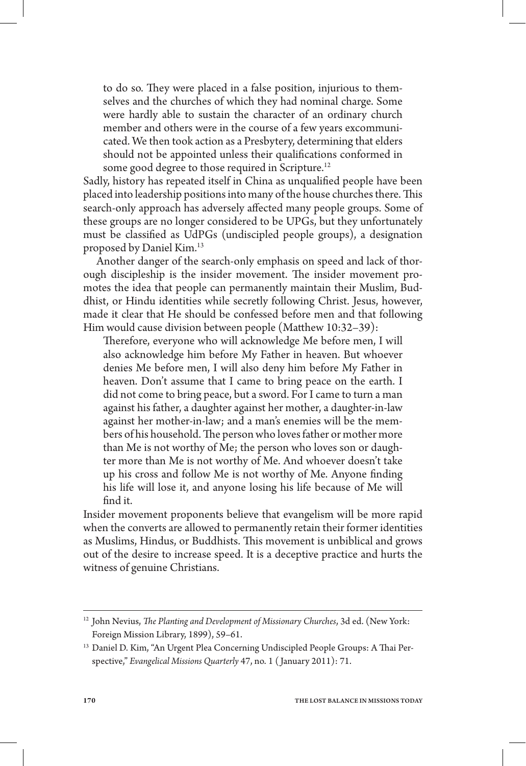> to do so. They were placed in a false position, injurious to themselves and the churches of which they had nominal charge. Some were hardly able to sustain the character of an ordinary church member and others were in the course of a few years excommunicated. We then took action as a Presbytery, determining that elders should not be appointed unless their qualifications conformed in some good degree to those required in Scripture.[12]

Sadly, history has repeated itself in China as unqualified people have been placed into leadership positions into many of the house churches there. This search-only approach has adversely affected many people groups. Some of these groups are no longer considered to be UPGs, but they unfortunately must be classified as UdPGs (undiscipled people groups), a designation proposed by Daniel Kim.[13]

Another danger of the search-only emphasis on speed and lack of thorough discipleship is the insider movement. The insider movement promotes the idea that people can permanently maintain their Muslim, Buddhist, or Hindu identities while secretly following Christ. Jesus, however, made it clear that He should be confessed before men and that following Him would cause division between people (Matthew 10:32–39):

> Therefore, everyone who will acknowledge Me before men, I will also acknowledge him before My Father in heaven. But whoever denies Me before men, I will also deny him before My Father in heaven. Don't assume that I came to bring peace on the earth. I did not come to bring peace, but a sword. For I came to turn a man against his father, a daughter against her mother, a daughter-in-law against her mother-in-law; and a man's enemies will be the members of his household. The person who loves father or mother more than Me is not worthy of Me; the person who loves son or daughter more than Me is not worthy of Me. And whoever doesn't take up his cross and follow Me is not worthy of Me. Anyone finding his life will lose it, and anyone losing his life because of Me will find it.

Insider movement proponents believe that evangelism will be more rapid when the converts are allowed to permanently retain their former identities as Muslims, Hindus, or Buddhists. This movement is unbiblical and grows out of the desire to increase speed. It is a deceptive practice and hurts the witness of genuine Christians.

---

[12] John Nevius, *The Planting and Development of Missionary Churches*, 3d ed. (New York: Foreign Mission Library, 1899), 59–61.

[13] Daniel D. Kim, "An Urgent Plea Concerning Undiscipled People Groups: A Thai Perspective," *Evangelical Missions Quarterly* 47, no. 1 (January 2011): 71.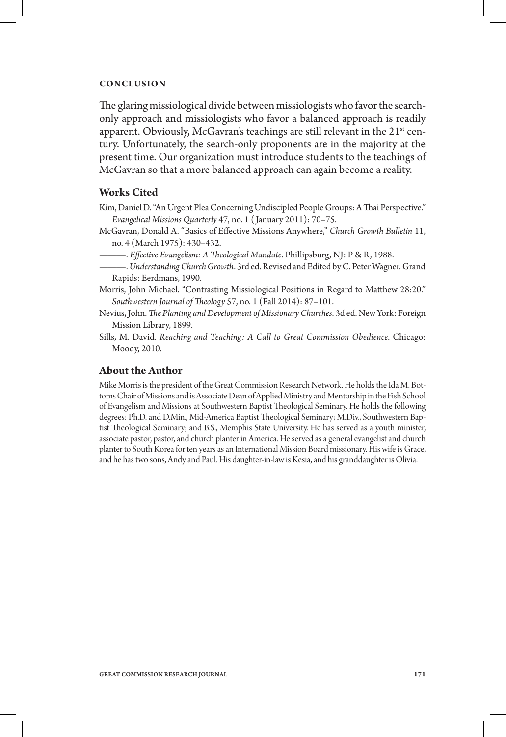## CONCLUSION

The glaring missiological divide between missiologists who favor the search-only approach and missiologists who favor a balanced approach is readily apparent. Obviously, McGavran's teachings are still relevant in the 21st century. Unfortunately, the search-only proponents are in the majority at the present time. Our organization must introduce students to the teachings of McGavran so that a more balanced approach can again become a reality.

## Works Cited

Kim, Daniel D. "An Urgent Plea Concerning Undiscipled People Groups: A Thai Perspective." *Evangelical Missions Quarterly* 47, no. 1 (January 2011): 70–75.

McGavran, Donald A. "Basics of Effective Missions Anywhere," *Church Growth Bulletin* 11, no. 4 (March 1975): 430–432.

———. *Effective Evangelism: A Theological Mandate*. Phillipsburg, NJ: P & R, 1988.

———. *Understanding Church Growth*. 3rd ed. Revised and Edited by C. Peter Wagner. Grand Rapids: Eerdmans, 1990.

Morris, John Michael. "Contrasting Missiological Positions in Regard to Matthew 28:20." *Southwestern Journal of Theology* 57, no. 1 (Fall 2014): 87–101.

Nevius, John. *The Planting and Development of Missionary Churches*. 3d ed. New York: Foreign Mission Library, 1899.

Sills, M. David. *Reaching and Teaching: A Call to Great Commission Obedience*. Chicago: Moody, 2010.

## About the Author

Mike Morris is the president of the Great Commission Research Network. He holds the Ida M. Bottoms Chair of Missions and is Associate Dean of Applied Ministry and Mentorship in the Fish School of Evangelism and Missions at Southwestern Baptist Theological Seminary. He holds the following degrees: Ph.D. and D.Min., Mid-America Baptist Theological Seminary; M.Div., Southwestern Baptist Theological Seminary; and B.S., Memphis State University. He has served as a youth minister, associate pastor, pastor, and church planter in America. He served as a general evangelist and church planter to South Korea for ten years as an International Mission Board missionary. His wife is Grace, and he has two sons, Andy and Paul. His daughter-in-law is Kesia, and his granddaughter is Olivia.